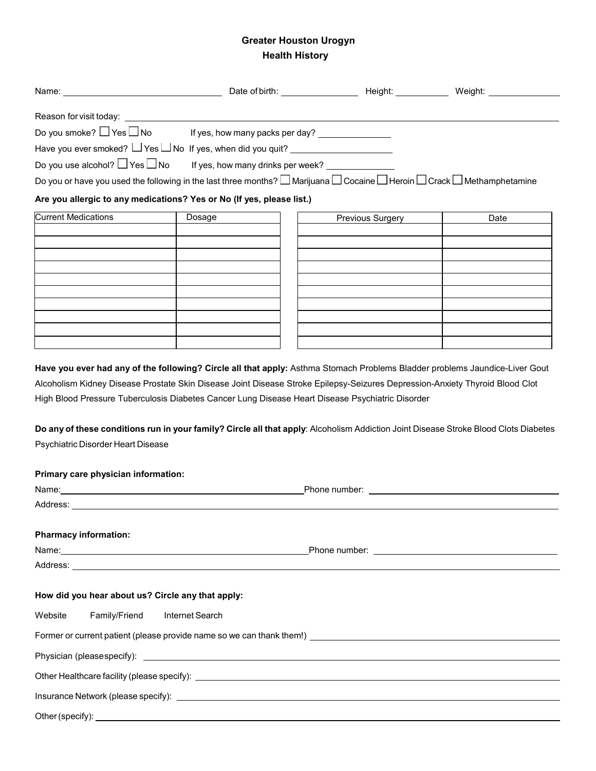# Greater Houston Urogyn
## Health History

Name: ______________________ Date of birth: ______________ Height: __________ Weight: ______________

Reason for visit today: ________________________________________________

Do you smoke? ☐ Yes ☐ No If yes, how many packs per day? ______________

Have you ever smoked? ☐ Yes ☐ No If yes, when did you quit? ____________________

Do you use alcohol? ☐ Yes ☐ No If yes, how many drinks per week? ______________

Do you or have you used the following in the last three months? ☐ Marijuana ☐ Cocaine ☐ Heroin ☐ Crack ☐ Methamphetamine

**Are you allergic to any medications? Yes or No (If yes, please list.)**

| Current Medications | Dosage |
|---|---|
| | |
| | |
| | |
| | |
| | |
| | |
| | |
| | |
| | |
| | |

| Previous Surgery | Date |
|---|---|
| | |
| | |
| | |
| | |
| | |
| | |
| | |
| | |
| | |
| | |

**Have you ever had any of the following? Circle all that apply:** Asthma Stomach Problems Bladder problems Jaundice-Liver Gout Alcoholism Kidney Disease Prostate Skin Disease Joint Disease Stroke Epilepsy-Seizures Depression-Anxiety Thyroid Blood Clot High Blood Pressure Tuberculosis Diabetes Cancer Lung Disease Heart Disease Psychiatric Disorder

**Do any of these conditions run in your family? Circle all that apply**: Alcoholism Addiction Joint Disease Stroke Blood Clots Diabetes Psychiatric Disorder Heart Disease

**Primary care physician information:**

Name: ______________________________ Phone number: ______________________________

Address: ________________________________________________

**Pharmacy information:**

Name: ______________________________ Phone number: ______________________________

Address: ________________________________________________

**How did you hear about us? Circle any that apply:**

Website Family/Friend Internet Search

Former or current patient (please provide name so we can thank them!) ______________________________

Physician (please specify): ______________________________

Other Healthcare facility (please specify): ______________________________

Insurance Network (please specify): ______________________________

Other (specify): ______________________________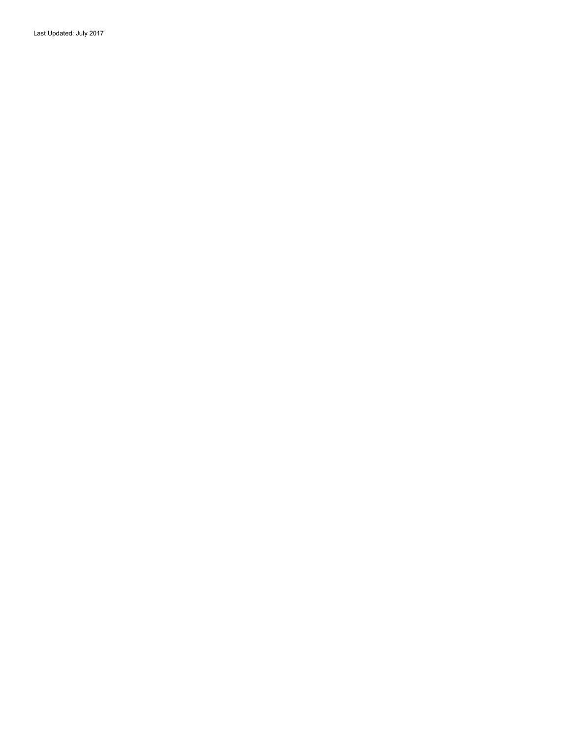Last Updated: July 2017